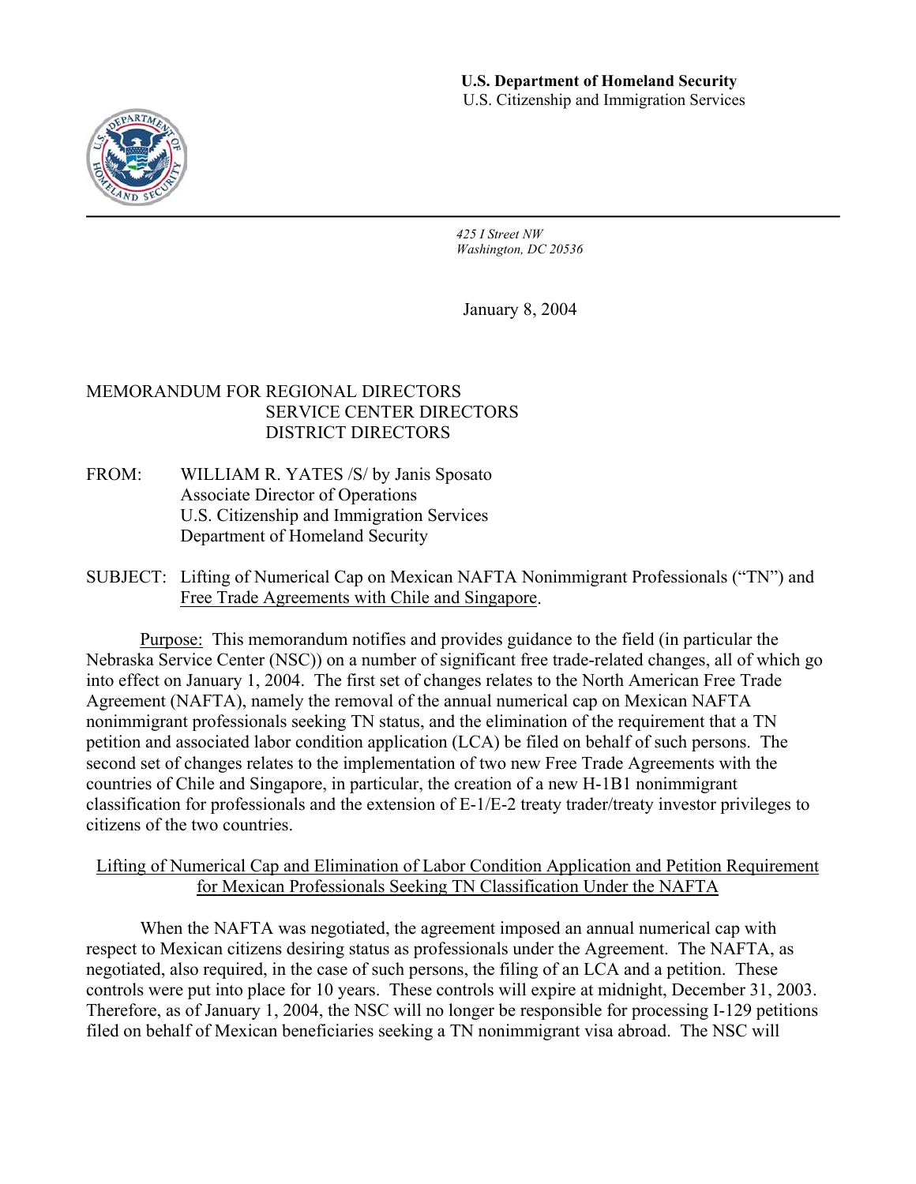**U.S. Department of Homeland Security**
U.S. Citizenship and Immigration Services

*425 I Street NW*
*Washington, DC 20536*

January 8, 2004

MEMORANDUM FOR REGIONAL DIRECTORS
SERVICE CENTER DIRECTORS
DISTRICT DIRECTORS

FROM: WILLIAM R. YATES /S/ by Janis Sposato
Associate Director of Operations
U.S. Citizenship and Immigration Services
Department of Homeland Security

SUBJECT: Lifting of Numerical Cap on Mexican NAFTA Nonimmigrant Professionals ("TN") and Free Trade Agreements with Chile and Singapore.

Purpose: This memorandum notifies and provides guidance to the field (in particular the Nebraska Service Center (NSC)) on a number of significant free trade-related changes, all of which go into effect on January 1, 2004. The first set of changes relates to the North American Free Trade Agreement (NAFTA), namely the removal of the annual numerical cap on Mexican NAFTA nonimmigrant professionals seeking TN status, and the elimination of the requirement that a TN petition and associated labor condition application (LCA) be filed on behalf of such persons. The second set of changes relates to the implementation of two new Free Trade Agreements with the countries of Chile and Singapore, in particular, the creation of a new H-1B1 nonimmigrant classification for professionals and the extension of E-1/E-2 treaty trader/treaty investor privileges to citizens of the two countries.

## Lifting of Numerical Cap and Elimination of Labor Condition Application and Petition Requirement for Mexican Professionals Seeking TN Classification Under the NAFTA

When the NAFTA was negotiated, the agreement imposed an annual numerical cap with respect to Mexican citizens desiring status as professionals under the Agreement. The NAFTA, as negotiated, also required, in the case of such persons, the filing of an LCA and a petition. These controls were put into place for 10 years. These controls will expire at midnight, December 31, 2003. Therefore, as of January 1, 2004, the NSC will no longer be responsible for processing I-129 petitions filed on behalf of Mexican beneficiaries seeking a TN nonimmigrant visa abroad. The NSC will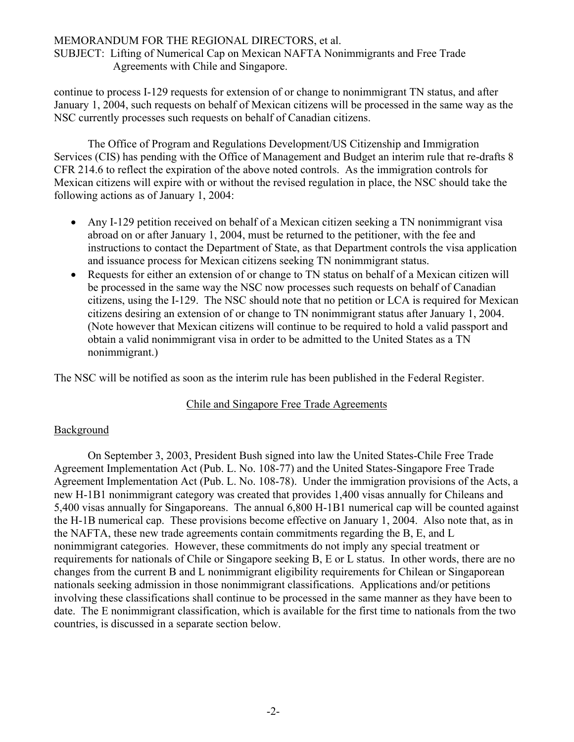continue to process I-129 requests for extension of or change to nonimmigrant TN status, and after January 1, 2004, such requests on behalf of Mexican citizens will be processed in the same way as the NSC currently processes such requests on behalf of Canadian citizens.

The Office of Program and Regulations Development/US Citizenship and Immigration Services (CIS) has pending with the Office of Management and Budget an interim rule that re-drafts 8 CFR 214.6 to reflect the expiration of the above noted controls. As the immigration controls for Mexican citizens will expire with or without the revised regulation in place, the NSC should take the following actions as of January 1, 2004:

- Any I-129 petition received on behalf of a Mexican citizen seeking a TN nonimmigrant visa abroad on or after January 1, 2004, must be returned to the petitioner, with the fee and instructions to contact the Department of State, as that Department controls the visa application and issuance process for Mexican citizens seeking TN nonimmigrant status.
- Requests for either an extension of or change to TN status on behalf of a Mexican citizen will be processed in the same way the NSC now processes such requests on behalf of Canadian citizens, using the I-129. The NSC should note that no petition or LCA is required for Mexican citizens desiring an extension of or change to TN nonimmigrant status after January 1, 2004. (Note however that Mexican citizens will continue to be required to hold a valid passport and obtain a valid nonimmigrant visa in order to be admitted to the United States as a TN nonimmigrant.)

The NSC will be notified as soon as the interim rule has been published in the Federal Register.

## Chile and Singapore Free Trade Agreements

### Background

On September 3, 2003, President Bush signed into law the United States-Chile Free Trade Agreement Implementation Act (Pub. L. No. 108-77) and the United States-Singapore Free Trade Agreement Implementation Act (Pub. L. No. 108-78). Under the immigration provisions of the Acts, a new H-1B1 nonimmigrant category was created that provides 1,400 visas annually for Chileans and 5,400 visas annually for Singaporeans. The annual 6,800 H-1B1 numerical cap will be counted against the H-1B numerical cap. These provisions become effective on January 1, 2004. Also note that, as in the NAFTA, these new trade agreements contain commitments regarding the B, E, and L nonimmigrant categories. However, these commitments do not imply any special treatment or requirements for nationals of Chile or Singapore seeking B, E or L status. In other words, there are no changes from the current B and L nonimmigrant eligibility requirements for Chilean or Singaporean nationals seeking admission in those nonimmigrant classifications. Applications and/or petitions involving these classifications shall continue to be processed in the same manner as they have been to date. The E nonimmigrant classification, which is available for the first time to nationals from the two countries, is discussed in a separate section below.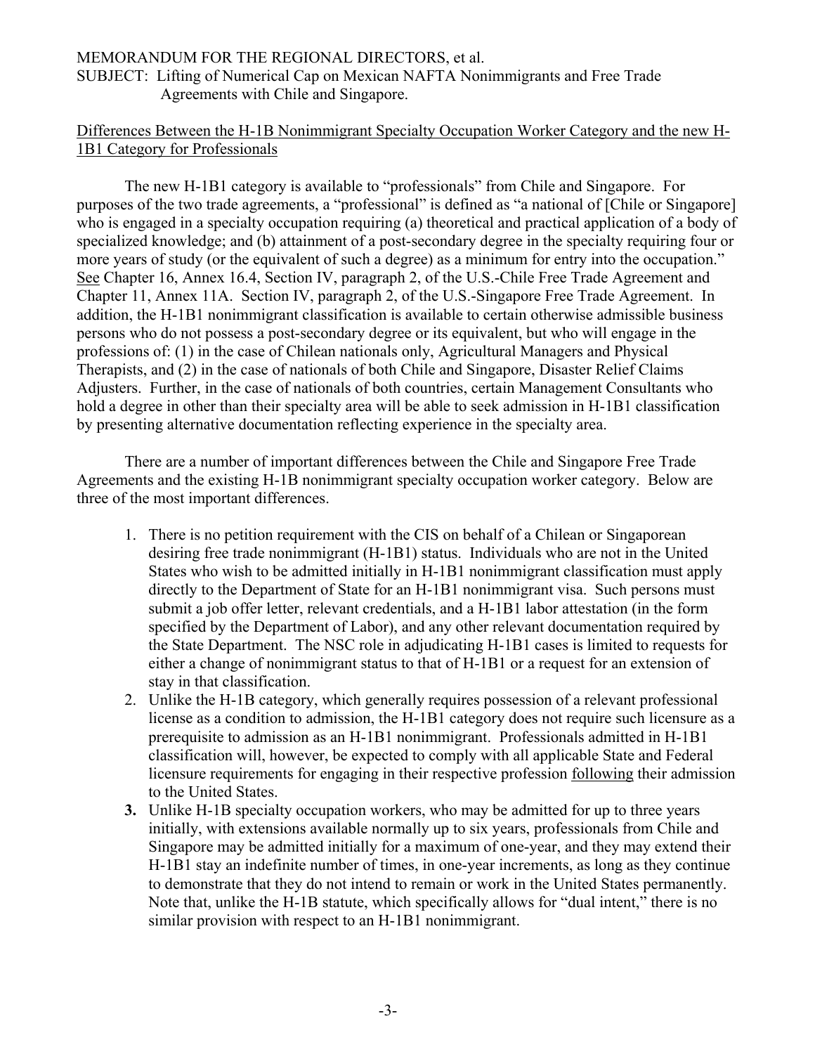MEMORANDUM FOR THE REGIONAL DIRECTORS, et al.
SUBJECT: Lifting of Numerical Cap on Mexican NAFTA Nonimmigrants and Free Trade Agreements with Chile and Singapore.

<u>Differences Between the H-1B Nonimmigrant Specialty Occupation Worker Category and the new H-1B1 Category for Professionals</u>

The new H-1B1 category is available to "professionals" from Chile and Singapore. For purposes of the two trade agreements, a "professional" is defined as "a national of [Chile or Singapore] who is engaged in a specialty occupation requiring (a) theoretical and practical application of a body of specialized knowledge; and (b) attainment of a post-secondary degree in the specialty requiring four or more years of study (or the equivalent of such a degree) as a minimum for entry into the occupation." <u>See</u> Chapter 16, Annex 16.4, Section IV, paragraph 2, of the U.S.-Chile Free Trade Agreement and Chapter 11, Annex 11A. Section IV, paragraph 2, of the U.S.-Singapore Free Trade Agreement. In addition, the H-1B1 nonimmigrant classification is available to certain otherwise admissible business persons who do not possess a post-secondary degree or its equivalent, but who will engage in the professions of: (1) in the case of Chilean nationals only, Agricultural Managers and Physical Therapists, and (2) in the case of nationals of both Chile and Singapore, Disaster Relief Claims Adjusters. Further, in the case of nationals of both countries, certain Management Consultants who hold a degree in other than their specialty area will be able to seek admission in H-1B1 classification by presenting alternative documentation reflecting experience in the specialty area.

There are a number of important differences between the Chile and Singapore Free Trade Agreements and the existing H-1B nonimmigrant specialty occupation worker category. Below are three of the most important differences.

1. There is no petition requirement with the CIS on behalf of a Chilean or Singaporean desiring free trade nonimmigrant (H-1B1) status. Individuals who are not in the United States who wish to be admitted initially in H-1B1 nonimmigrant classification must apply directly to the Department of State for an H-1B1 nonimmigrant visa. Such persons must submit a job offer letter, relevant credentials, and a H-1B1 labor attestation (in the form specified by the Department of Labor), and any other relevant documentation required by the State Department. The NSC role in adjudicating H-1B1 cases is limited to requests for either a change of nonimmigrant status to that of H-1B1 or a request for an extension of stay in that classification.
2. Unlike the H-1B category, which generally requires possession of a relevant professional license as a condition to admission, the H-1B1 category does not require such licensure as a prerequisite to admission as an H-1B1 nonimmigrant. Professionals admitted in H-1B1 classification will, however, be expected to comply with all applicable State and Federal licensure requirements for engaging in their respective profession <u>following</u> their admission to the United States.
3. Unlike H-1B specialty occupation workers, who may be admitted for up to three years initially, with extensions available normally up to six years, professionals from Chile and Singapore may be admitted initially for a maximum of one-year, and they may extend their H-1B1 stay an indefinite number of times, in one-year increments, as long as they continue to demonstrate that they do not intend to remain or work in the United States permanently. Note that, unlike the H-1B statute, which specifically allows for "dual intent," there is no similar provision with respect to an H-1B1 nonimmigrant.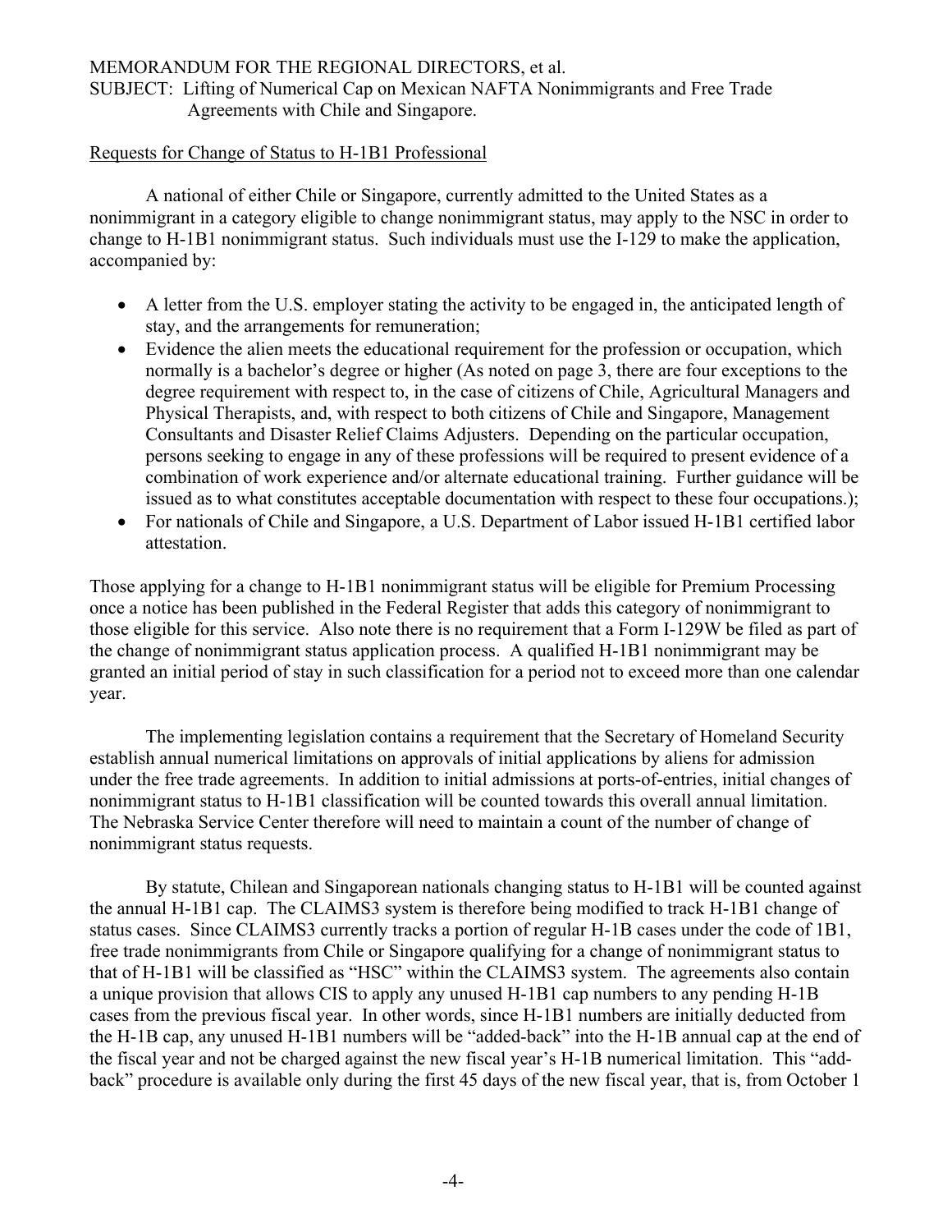MEMORANDUM FOR THE REGIONAL DIRECTORS, et al.
SUBJECT: Lifting of Numerical Cap on Mexican NAFTA Nonimmigrants and Free Trade Agreements with Chile and Singapore.

Requests for Change of Status to H-1B1 Professional

A national of either Chile or Singapore, currently admitted to the United States as a nonimmigrant in a category eligible to change nonimmigrant status, may apply to the NSC in order to change to H-1B1 nonimmigrant status. Such individuals must use the I-129 to make the application, accompanied by:

- A letter from the U.S. employer stating the activity to be engaged in, the anticipated length of stay, and the arrangements for remuneration;
- Evidence the alien meets the educational requirement for the profession or occupation, which normally is a bachelor's degree or higher (As noted on page 3, there are four exceptions to the degree requirement with respect to, in the case of citizens of Chile, Agricultural Managers and Physical Therapists, and, with respect to both citizens of Chile and Singapore, Management Consultants and Disaster Relief Claims Adjusters. Depending on the particular occupation, persons seeking to engage in any of these professions will be required to present evidence of a combination of work experience and/or alternate educational training. Further guidance will be issued as to what constitutes acceptable documentation with respect to these four occupations.);
- For nationals of Chile and Singapore, a U.S. Department of Labor issued H-1B1 certified labor attestation.

Those applying for a change to H-1B1 nonimmigrant status will be eligible for Premium Processing once a notice has been published in the Federal Register that adds this category of nonimmigrant to those eligible for this service. Also note there is no requirement that a Form I-129W be filed as part of the change of nonimmigrant status application process. A qualified H-1B1 nonimmigrant may be granted an initial period of stay in such classification for a period not to exceed more than one calendar year.

The implementing legislation contains a requirement that the Secretary of Homeland Security establish annual numerical limitations on approvals of initial applications by aliens for admission under the free trade agreements. In addition to initial admissions at ports-of-entries, initial changes of nonimmigrant status to H-1B1 classification will be counted towards this overall annual limitation. The Nebraska Service Center therefore will need to maintain a count of the number of change of nonimmigrant status requests.

By statute, Chilean and Singaporean nationals changing status to H-1B1 will be counted against the annual H-1B1 cap. The CLAIMS3 system is therefore being modified to track H-1B1 change of status cases. Since CLAIMS3 currently tracks a portion of regular H-1B cases under the code of 1B1, free trade nonimmigrants from Chile or Singapore qualifying for a change of nonimmigrant status to that of H-1B1 will be classified as "HSC" within the CLAIMS3 system. The agreements also contain a unique provision that allows CIS to apply any unused H-1B1 cap numbers to any pending H-1B cases from the previous fiscal year. In other words, since H-1B1 numbers are initially deducted from the H-1B cap, any unused H-1B1 numbers will be "added-back" into the H-1B annual cap at the end of the fiscal year and not be charged against the new fiscal year's H-1B numerical limitation. This "add-back" procedure is available only during the first 45 days of the new fiscal year, that is, from October 1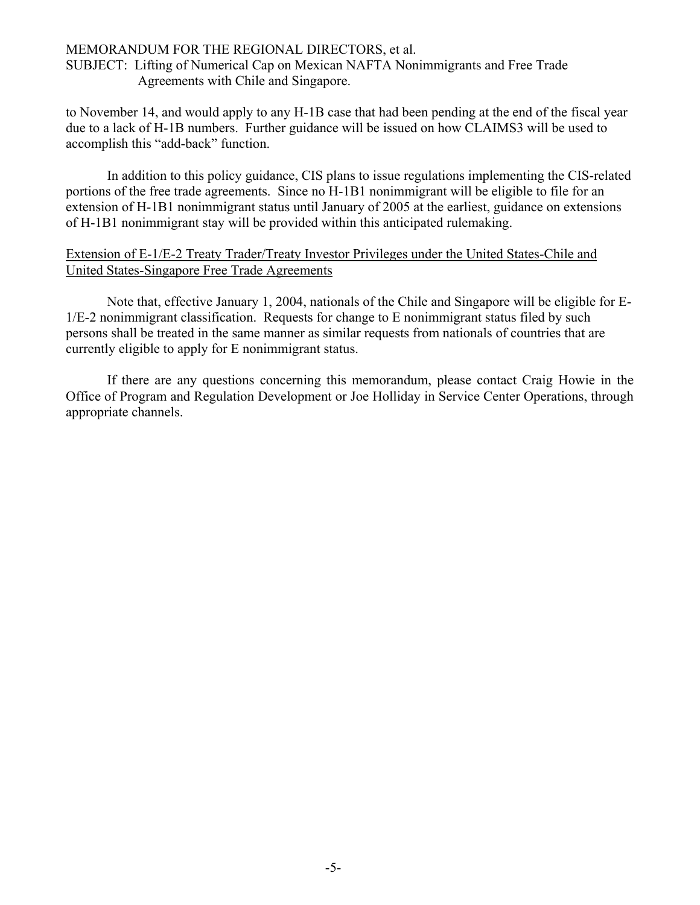to November 14, and would apply to any H-1B case that had been pending at the end of the fiscal year due to a lack of H-1B numbers. Further guidance will be issued on how CLAIMS3 will be used to accomplish this "add-back" function.

In addition to this policy guidance, CIS plans to issue regulations implementing the CIS-related portions of the free trade agreements. Since no H-1B1 nonimmigrant will be eligible to file for an extension of H-1B1 nonimmigrant status until January of 2005 at the earliest, guidance on extensions of H-1B1 nonimmigrant stay will be provided within this anticipated rulemaking.

Extension of E-1/E-2 Treaty Trader/Treaty Investor Privileges under the United States-Chile and United States-Singapore Free Trade Agreements

Note that, effective January 1, 2004, nationals of the Chile and Singapore will be eligible for E-1/E-2 nonimmigrant classification. Requests for change to E nonimmigrant status filed by such persons shall be treated in the same manner as similar requests from nationals of countries that are currently eligible to apply for E nonimmigrant status.

If there are any questions concerning this memorandum, please contact Craig Howie in the Office of Program and Regulation Development or Joe Holliday in Service Center Operations, through appropriate channels.